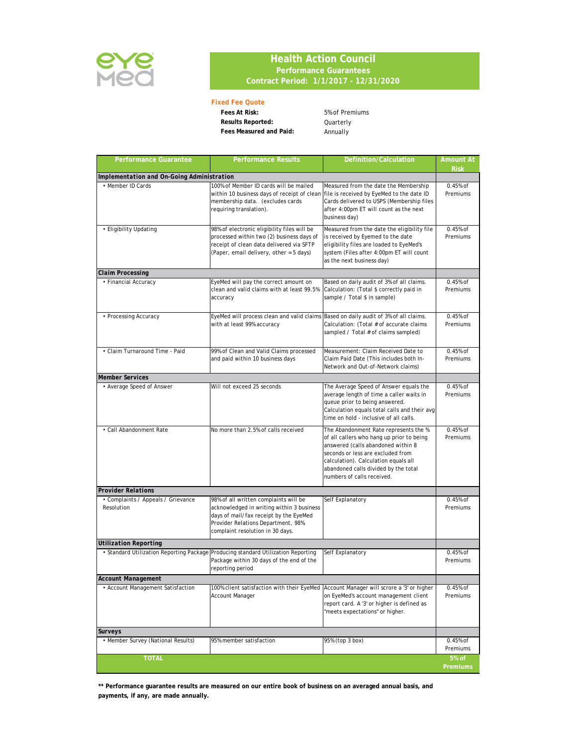# Health Action Council

## Performance Guarantees

### Contract Period: 1/1/2017 - 12/31/2020

**Fixed Fee Quote**

**Fees At Risk:** 5% of Premiums

**Results Reported:** Quarterly

**Fees Measured and Paid:** Annually

| Performance Guarantee | Performance Results | Definition/Calculation | Amount At Risk |
|---|---|---|---|
| **Implementation and On-Going Administration** | | | |
| • Member ID Cards | 100% of Member ID cards will be mailed within 10 business days of receipt of clean membership data. (excludes cards requiring translation). | Measured from the date the Membership file is received by EyeMed to the date ID Cards delivered to USPS (Membership files after 4:00pm ET will count as the next business day) | 0.45% of Premiums |
| • Eligibility Updating | 98% of electronic eligibility files will be processed within two (2) business days of receipt of clean data delivered via SFTP (Paper, email delivery, other = 5 days) | Measured from the date the eligibility file is received by Eyemed to the date eligibility files are loaded to EyeMed's system (Files after 4:00pm ET will count as the next business day) | 0.45% of Premiums |
| **Claim Processing** | | | |
| • Financial Accuracy | EyeMed will pay the correct amount on clean and valid claims with at least 99.5% accuracy | Based on daily audit of 3% of all claims. Calculation: (Total $ correctly paid in sample / Total $ in sample) | 0.45% of Premiums |
| • Processing Accuracy | EyeMed will process clean and valid claims with at least 99% accuracy | Based on daily audit of 3% of all claims. Calculation: (Total # of accurate claims sampled / Total # of claims sampled) | 0.45% of Premiums |
| • Claim Turnaround Time - Paid | 99% of Clean and Valid Claims processed and paid within 10 business days | Measurement: Claim Received Date to Claim Paid Date (This includes both In-Network and Out-of-Network claims) | 0.45% of Premiums |
| **Member Services** | | | |
| • Average Speed of Answer | Will not exceed 25 seconds | The Average Speed of Answer equals the average length of time a caller waits in queue prior to being answered. Calculation equals total calls and their avg time on hold - inclusive of all calls. | 0.45% of Premiums |
| • Call Abandonment Rate | No more than 2.5% of calls received | The Abandonment Rate represents the % of all callers who hang up prior to being answered (calls abandoned within 8 seconds or less are excluded from calculation). Calculation equals all abandoned calls divided by the total numbers of calls received. | 0.45% of Premiums |
| **Provider Relations** | | | |
| • Complaints / Appeals / Grievance Resolution | 98% of all written complaints will be acknowledged in writing within 3 business days of mail/fax receipt by the EyeMed Provider Relations Department, 98% complaint resolution in 30 days. | Self Explanatory | 0.45% of Premiums |
| **Utilization Reporting** | | | |
| • Standard Utilization Reporting Package | Producing standard Utilization Reporting Package within 30 days of the end of the reporting period | Self Explanatory | 0.45% of Premiums |
| **Account Management** | | | |
| • Account Management Satisfaction | 100% client satisfaction with their EyeMed Account Manager | Account Manager will scrore a '3' or higher on EyeMed's account management client report card. A '3' or higher is defined as "meets expectations" or higher. | 0.45% of Premiums |
| **Surveys** | | | |
| • Member Survey (National Results) | 95% member satisfaction | 95% (top 3 box) | 0.45% of Premiums |
| **TOTAL** | | | **5% of Premiums** |

**\*\* Performance guarantee results are measured on our entire book of business on an averaged annual basis, and payments, if any, are made annually.**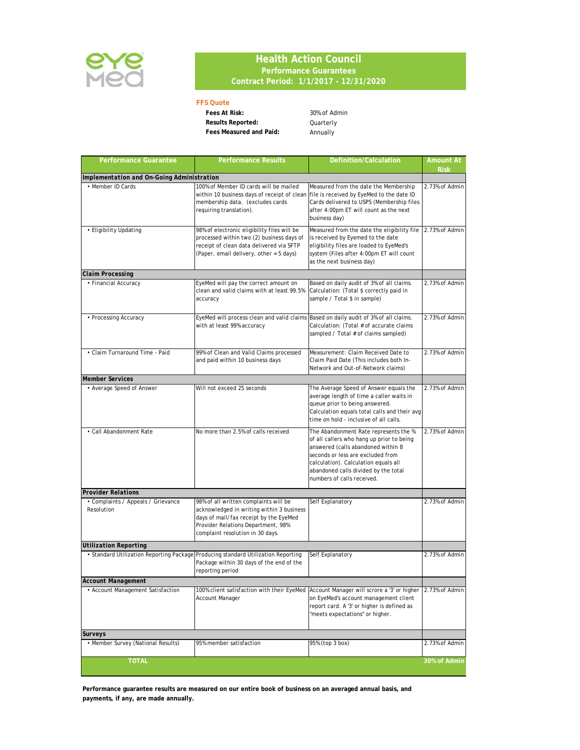# Health Action Council

## Performance Guarantees

### Contract Period: 1/1/2017 - 12/31/2020

**FFS Quote**

**Fees At Risk:** 30% of Admin

**Results Reported:** Quarterly

**Fees Measured and Paid:** Annually

| Performance Guarantee | Performance Results | Definition/Calculation | Amount At Risk |
|---|---|---|---|
| **Implementation and On-Going Administration** | | | |
| • Member ID Cards | 100% of Member ID cards will be mailed within 10 business days of receipt of clean membership data. (excludes cards requiring translation). | Measured from the date the Membership file is received by EyeMed to the date ID Cards delivered to USPS (Membership files after 4:00pm ET will count as the next business day) | 2.73% of Admin |
| • Eligibility Updating | 98% of electronic eligibility files will be processed within two (2) business days of receipt of clean data delivered via SFTP (Paper, email delivery, other = 5 days) | Measured from the date the eligibility file is received by Eyemed to the date eligibility files are loaded to EyeMed's system (Files after 4:00pm ET will count as the next business day) | 2.73% of Admin |
| **Claim Processing** | | | |
| • Financial Accuracy | EyeMed will pay the correct amount on clean and valid claims with at least 99.5% accuracy | Based on daily audit of 3% of all claims. Calculation: (Total $ correctly paid in sample / Total $ in sample) | 2.73% of Admin |
| • Processing Accuracy | EyeMed will process clean and valid claims with at least 99% accuracy | Based on daily audit of 3% of all claims. Calculation: (Total # of accurate claims sampled / Total # of claims sampled) | 2.73% of Admin |
| • Claim Turnaround Time - Paid | 99% of Clean and Valid Claims processed and paid within 10 business days | Measurement: Claim Received Date to Claim Paid Date (This includes both In-Network and Out-of-Network claims) | 2.73% of Admin |
| **Member Services** | | | |
| • Average Speed of Answer | Will not exceed 25 seconds | The Average Speed of Answer equals the average length of time a caller waits in queue prior to being answered. Calculation equals total calls and their avg time on hold - inclusive of all calls. | 2.73% of Admin |
| • Call Abandonment Rate | No more than 2.5% of calls received | The Abandonment Rate represents the % of all callers who hang up prior to being answered (calls abandoned within 8 seconds or less are excluded from calculation). Calculation equals all abandoned calls divided by the total numbers of calls received. | 2.73% of Admin |
| **Provider Relations** | | | |
| • Complaints / Appeals / Grievance Resolution | 98% of all written complaints will be acknowledged in writing within 3 business days of mail/fax receipt by the EyeMed Provider Relations Department, 98% complaint resolution in 30 days. | Self Explanatory | 2.73% of Admin |
| **Utilization Reporting** | | | |
| • Standard Utilization Reporting Package | Producing standard Utilization Reporting Package within 30 days of the end of the reporting period | Self Explanatory | 2.73% of Admin |
| **Account Management** | | | |
| • Account Management Satisfaction | 100% client satisfaction with their EyeMed Account Manager | Account Manager will scrore a '3' or higher on EyeMed's account management client report card. A '3' or higher is defined as "meets expectations" or higher. | 2.73% of Admin |
| **Surveys** | | | |
| • Member Survey (National Results) | 95% member satisfaction | 95% (top 3 box) | 2.73% of Admin |
| **TOTAL** | | | **30% of Admin** |

**Performance guarantee results are measured on our entire book of business on an averaged annual basis, and payments, if any, are made annually.**